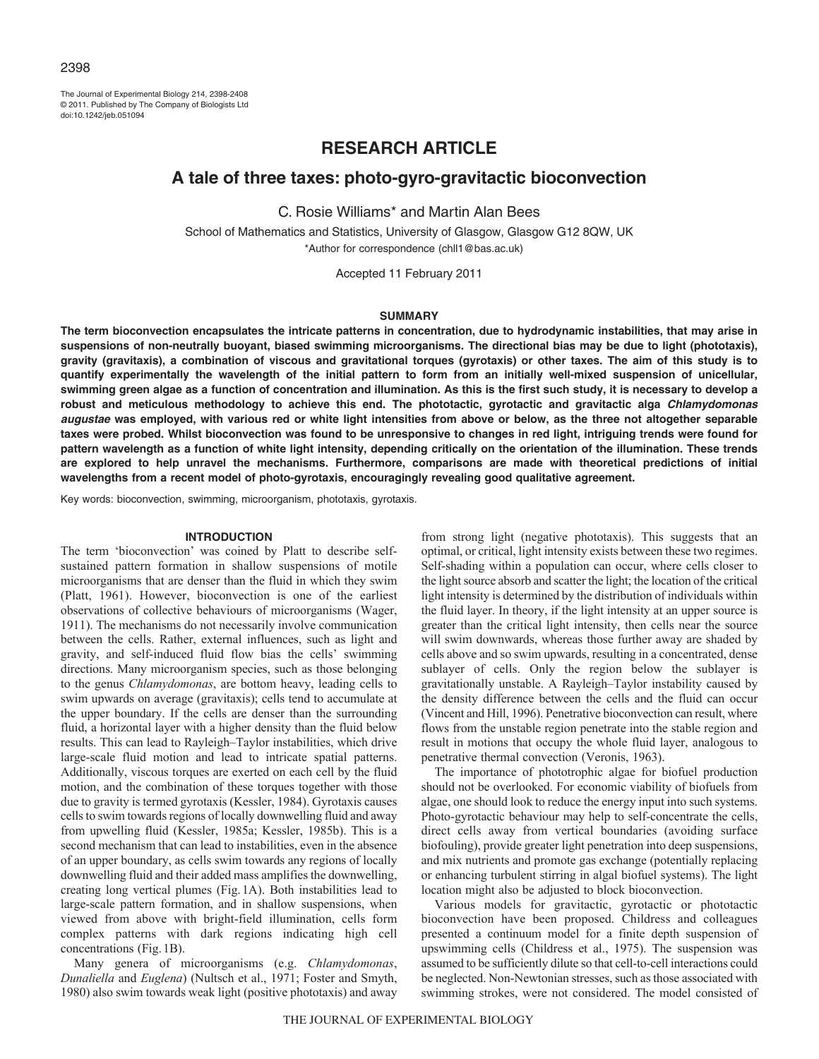The Journal of Experimental Biology 214, 2398-2408
© 2011. Published by The Company of Biologists Ltd
doi:10.1242/jeb.051094

## RESEARCH ARTICLE

# A tale of three taxes: photo-gyro-gravitactic bioconvection

C. Rosie Williams* and Martin Alan Bees

School of Mathematics and Statistics, University of Glasgow, Glasgow G12 8QW, UK

*Author for correspondence (chll1@bas.ac.uk)

Accepted 11 February 2011

### SUMMARY

**The term bioconvection encapsulates the intricate patterns in concentration, due to hydrodynamic instabilities, that may arise in suspensions of non-neutrally buoyant, biased swimming microorganisms. The directional bias may be due to light (phototaxis), gravity (gravitaxis), a combination of viscous and gravitational torques (gyrotaxis) or other taxes. The aim of this study is to quantify experimentally the wavelength of the initial pattern to form from an initially well-mixed suspension of unicellular, swimming green algae as a function of concentration and illumination. As this is the first such study, it is necessary to develop a robust and meticulous methodology to achieve this end. The phototactic, gyrotactic and gravitactic alga *Chlamydomonas augustae* was employed, with various red or white light intensities from above or below, as the three not altogether separable taxes were probed. Whilst bioconvection was found to be unresponsive to changes in red light, intriguing trends were found for pattern wavelength as a function of white light intensity, depending critically on the orientation of the illumination. These trends are explored to help unravel the mechanisms. Furthermore, comparisons are made with theoretical predictions of initial wavelengths from a recent model of photo-gyrotaxis, encouragingly revealing good qualitative agreement.**

Key words: bioconvection, swimming, microorganism, phototaxis, gyrotaxis.

### INTRODUCTION

The term 'bioconvection' was coined by Platt to describe self-sustained pattern formation in shallow suspensions of motile microorganisms that are denser than the fluid in which they swim (Platt, 1961). However, bioconvection is one of the earliest observations of collective behaviours of microorganisms (Wager, 1911). The mechanisms do not necessarily involve communication between the cells. Rather, external influences, such as light and gravity, and self-induced fluid flow bias the cells' swimming directions. Many microorganism species, such as those belonging to the genus *Chlamydomonas*, are bottom heavy, leading cells to swim upwards on average (gravitaxis); cells tend to accumulate at the upper boundary. If the cells are denser than the surrounding fluid, a horizontal layer with a higher density than the fluid below results. This can lead to Rayleigh–Taylor instabilities, which drive large-scale fluid motion and lead to intricate spatial patterns. Additionally, viscous torques are exerted on each cell by the fluid motion, and the combination of these torques together with those due to gravity is termed gyrotaxis (Kessler, 1984). Gyrotaxis causes cells to swim towards regions of locally downwelling fluid and away from upwelling fluid (Kessler, 1985a; Kessler, 1985b). This is a second mechanism that can lead to instabilities, even in the absence of an upper boundary, as cells swim towards any regions of locally downwelling fluid and their added mass amplifies the downwelling, creating long vertical plumes (Fig. 1A). Both instabilities lead to large-scale pattern formation, and in shallow suspensions, when viewed from above with bright-field illumination, cells form complex patterns with dark regions indicating high cell concentrations (Fig. 1B).

Many genera of microorganisms (e.g. *Chlamydomonas*, *Dunaliella* and *Euglena*) (Nultsch et al., 1971; Foster and Smyth, 1980) also swim towards weak light (positive phototaxis) and away from strong light (negative phototaxis). This suggests that an optimal, or critical, light intensity exists between these two regimes. Self-shading within a population can occur, where cells closer to the light source absorb and scatter the light; the location of the critical light intensity is determined by the distribution of individuals within the fluid layer. In theory, if the light intensity at an upper source is greater than the critical light intensity, then cells near the source will swim downwards, whereas those further away are shaded by cells above and so swim upwards, resulting in a concentrated, dense sublayer of cells. Only the region below the sublayer is gravitationally unstable. A Rayleigh–Taylor instability caused by the density difference between the cells and the fluid can occur (Vincent and Hill, 1996). Penetrative bioconvection can result, where flows from the unstable region penetrate into the stable region and result in motions that occupy the whole fluid layer, analogous to penetrative thermal convection (Veronis, 1963).

The importance of phototrophic algae for biofuel production should not be overlooked. For economic viability of biofuels from algae, one should look to reduce the energy input into such systems. Photo-gyrotactic behaviour may help to self-concentrate the cells, direct cells away from vertical boundaries (avoiding surface biofouling), provide greater light penetration into deep suspensions, and mix nutrients and promote gas exchange (potentially replacing or enhancing turbulent stirring in algal biofuel systems). The light location might also be adjusted to block bioconvection.

Various models for gravitactic, gyrotactic or phototactic bioconvection have been proposed. Childress and colleagues presented a continuum model for a finite depth suspension of upswimming cells (Childress et al., 1975). The suspension was assumed to be sufficiently dilute so that cell-to-cell interactions could be neglected. Non-Newtonian stresses, such as those associated with swimming strokes, were not considered. The model consisted of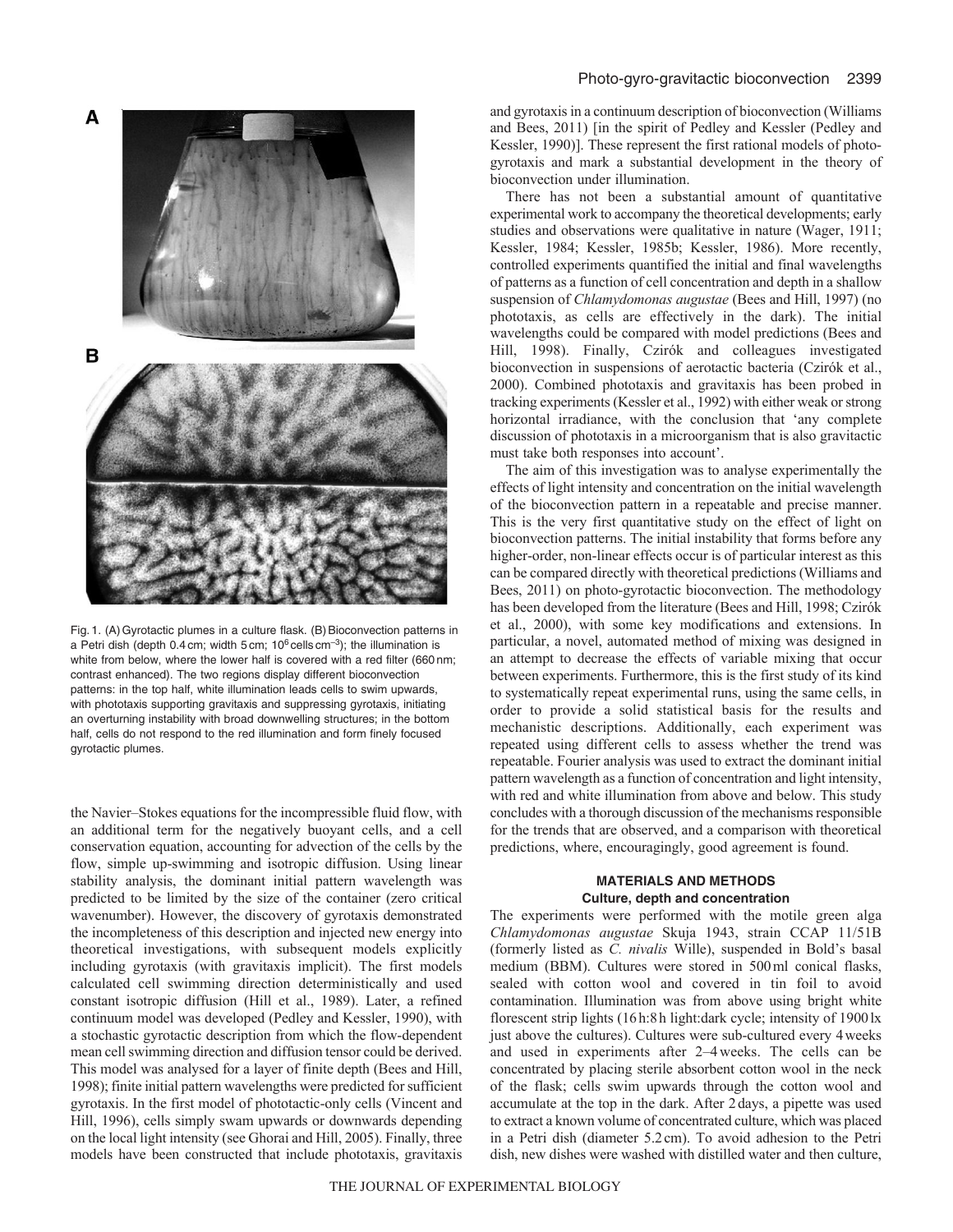Fig. 1. (A) Gyrotactic plumes in a culture flask. (B) Bioconvection patterns in a Petri dish (depth 0.4 cm; width 5 cm; $10^6$ cells cm$^{-3}$); the illumination is white from below, where the lower half is covered with a red filter (660 nm; contrast enhanced). The two regions display different bioconvection patterns: in the top half, white illumination leads cells to swim upwards, with phototaxis supporting gravitaxis and suppressing gyrotaxis, initiating an overturning instability with broad downwelling structures; in the bottom half, cells do not respond to the red illumination and form finely focused gyrotactic plumes.

the Navier–Stokes equations for the incompressible fluid flow, with an additional term for the negatively buoyant cells, and a cell conservation equation, accounting for advection of the cells by the flow, simple up-swimming and isotropic diffusion. Using linear stability analysis, the dominant initial pattern wavelength was predicted to be limited by the size of the container (zero critical wavenumber). However, the discovery of gyrotaxis demonstrated the incompleteness of this description and injected new energy into theoretical investigations, with subsequent models explicitly including gyrotaxis (with gravitaxis implicit). The first models calculated cell swimming direction deterministically and used constant isotropic diffusion (Hill et al., 1989). Later, a refined continuum model was developed (Pedley and Kessler, 1990), with a stochastic gyrotactic description from which the flow-dependent mean cell swimming direction and diffusion tensor could be derived. This model was analysed for a layer of finite depth (Bees and Hill, 1998); finite initial pattern wavelengths were predicted for sufficient gyrotaxis. In the first model of phototactic-only cells (Vincent and Hill, 1996), cells simply swam upwards or downwards depending on the local light intensity (see Ghorai and Hill, 2005). Finally, three models have been constructed that include phototaxis, gravitaxis and gyrotaxis in a continuum description of bioconvection (Williams and Bees, 2011) [in the spirit of Pedley and Kessler (Pedley and Kessler, 1990)]. These represent the first rational models of photo-gyrotaxis and mark a substantial development in the theory of bioconvection under illumination.

There has not been a substantial amount of quantitative experimental work to accompany the theoretical developments; early studies and observations were qualitative in nature (Wager, 1911; Kessler, 1984; Kessler, 1985b; Kessler, 1986). More recently, controlled experiments quantified the initial and final wavelengths of patterns as a function of cell concentration and depth in a shallow suspension of *Chlamydomonas augustae* (Bees and Hill, 1997) (no phototaxis, as cells are effectively in the dark). The initial wavelengths could be compared with model predictions (Bees and Hill, 1998). Finally, Czirók and colleagues investigated bioconvection in suspensions of aerotactic bacteria (Czirók et al., 2000). Combined phototaxis and gravitaxis has been probed in tracking experiments (Kessler et al., 1992) with either weak or strong horizontal irradiance, with the conclusion that 'any complete discussion of phototaxis in a microorganism that is also gravitactic must take both responses into account'.

The aim of this investigation was to analyse experimentally the effects of light intensity and concentration on the initial wavelength of the bioconvection pattern in a repeatable and precise manner. This is the very first quantitative study on the effect of light on bioconvection patterns. The initial instability that forms before any higher-order, non-linear effects occur is of particular interest as this can be compared directly with theoretical predictions (Williams and Bees, 2011) on photo-gyrotactic bioconvection. The methodology has been developed from the literature (Bees and Hill, 1998; Czirók et al., 2000), with some key modifications and extensions. In particular, a novel, automated method of mixing was designed in an attempt to decrease the effects of variable mixing that occur between experiments. Furthermore, this is the first study of its kind to systematically repeat experimental runs, using the same cells, in order to provide a solid statistical basis for the results and mechanistic descriptions. Additionally, each experiment was repeated using different cells to assess whether the trend was repeatable. Fourier analysis was used to extract the dominant initial pattern wavelength as a function of concentration and light intensity, with red and white illumination from above and below. This study concludes with a thorough discussion of the mechanisms responsible for the trends that are observed, and a comparison with theoretical predictions, where, encouragingly, good agreement is found.

## MATERIALS AND METHODS

### Culture, depth and concentration

The experiments were performed with the motile green alga *Chlamydomonas augustae* Skuja 1943, strain CCAP 11/51B (formerly listed as *C. nivalis* Wille), suspended in Bold's basal medium (BBM). Cultures were stored in 500 ml conical flasks, sealed with cotton wool and covered in tin foil to avoid contamination. Illumination was from above using bright white florescent strip lights (16 h:8 h light:dark cycle; intensity of 1900 lx just above the cultures). Cultures were sub-cultured every 4 weeks and used in experiments after 2–4 weeks. The cells can be concentrated by placing sterile absorbent cotton wool in the neck of the flask; cells swim upwards through the cotton wool and accumulate at the top in the dark. After 2 days, a pipette was used to extract a known volume of concentrated culture, which was placed in a Petri dish (diameter 5.2 cm). To avoid adhesion to the Petri dish, new dishes were washed with distilled water and then culture,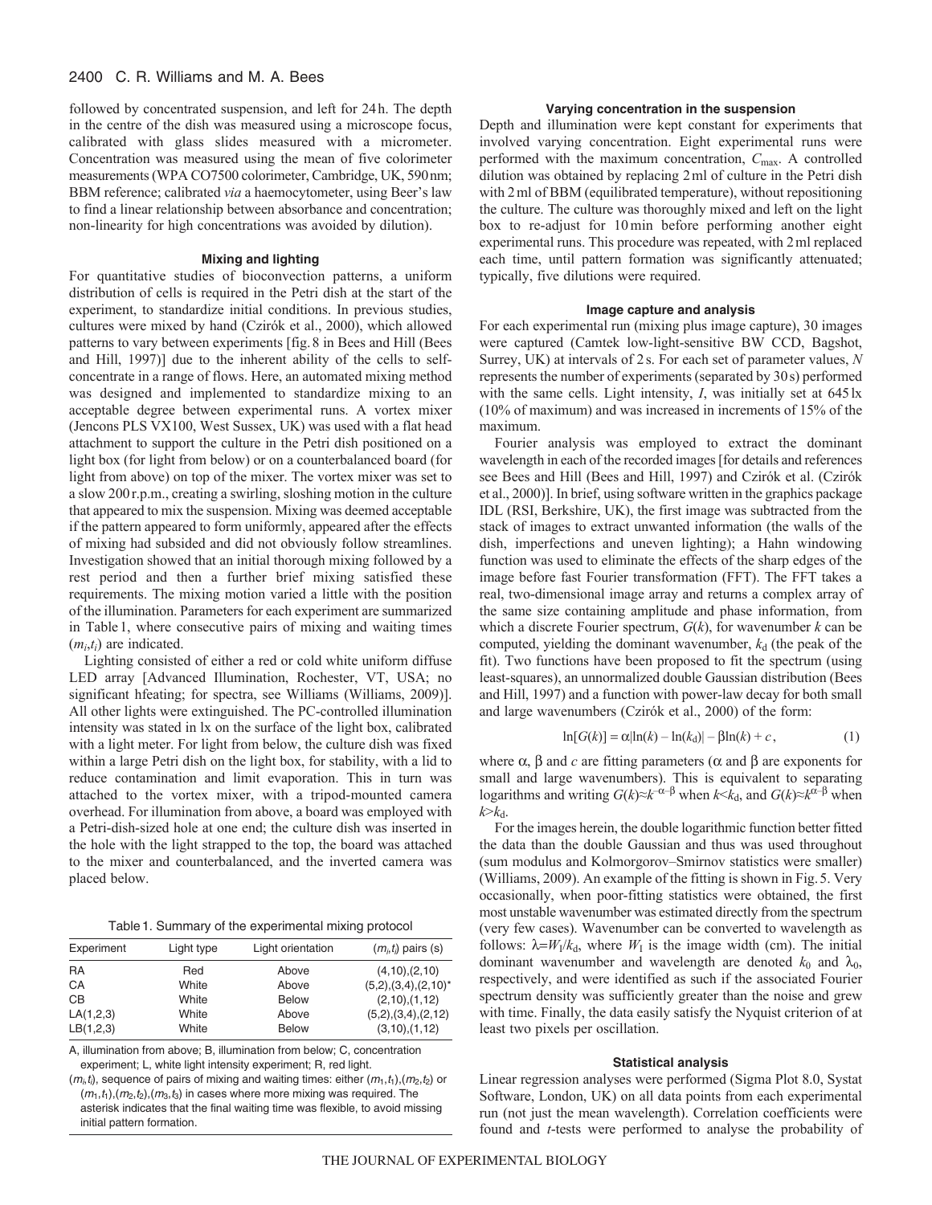followed by concentrated suspension, and left for 24 h. The depth in the centre of the dish was measured using a microscope focus, calibrated with glass slides measured with a micrometer. Concentration was measured using the mean of five colorimeter measurements (WPA CO7500 colorimeter, Cambridge, UK, 590 nm; BBM reference; calibrated *via* a haemocytometer, using Beer's law to find a linear relationship between absorbance and concentration; non-linearity for high concentrations was avoided by dilution).

### Mixing and lighting

For quantitative studies of bioconvection patterns, a uniform distribution of cells is required in the Petri dish at the start of the experiment, to standardize initial conditions. In previous studies, cultures were mixed by hand (Czirók et al., 2000), which allowed patterns to vary between experiments [fig. 8 in Bees and Hill (Bees and Hill, 1997)] due to the inherent ability of the cells to self-concentrate in a range of flows. Here, an automated mixing method was designed and implemented to standardize mixing to an acceptable degree between experimental runs. A vortex mixer (Jencons PLS VX100, West Sussex, UK) was used with a flat head attachment to support the culture in the Petri dish positioned on a light box (for light from below) or on a counterbalanced board (for light from above) on top of the mixer. The vortex mixer was set to a slow 200 r.p.m., creating a swirling, sloshing motion in the culture that appeared to mix the suspension. Mixing was deemed acceptable if the pattern appeared to form uniformly, appeared after the effects of mixing had subsided and did not obviously follow streamlines. Investigation showed that an initial thorough mixing followed by a rest period and then a further brief mixing satisfied these requirements. The mixing motion varied a little with the position of the illumination. Parameters for each experiment are summarized in Table 1, where consecutive pairs of mixing and waiting times $(m_i,t_i)$ are indicated.

Lighting consisted of either a red or cold white uniform diffuse LED array [Advanced Illumination, Rochester, VT, USA; no significant hfeating; for spectra, see Williams (Williams, 2009)]. All other lights were extinguished. The PC-controlled illumination intensity was stated in lx on the surface of the light box, calibrated with a light meter. For light from below, the culture dish was fixed within a large Petri dish on the light box, for stability, with a lid to reduce contamination and limit evaporation. This in turn was attached to the vortex mixer, with a tripod-mounted camera overhead. For illumination from above, a board was employed with a Petri-dish-sized hole at one end; the culture dish was inserted in the hole with the light strapped to the top, the board was attached to the mixer and counterbalanced, and the inverted camera was placed below.

Table 1. Summary of the experimental mixing protocol

| Experiment | Light type | Light orientation | $(m_i,t_i)$ pairs (s) |
|---|---|---|---|
| RA | Red | Above | (4,10),(2,10) |
| CA | White | Above | (5,2),(3,4),(2,10)* |
| CB | White | Below | (2,10),(1,12) |
| LA(1,2,3) | White | Above | (5,2),(3,4),(2,12) |
| LB(1,2,3) | White | Below | (3,10),(1,12) |

A, illumination from above; B, illumination from below; C, concentration experiment; L, white light intensity experiment; R, red light.

$(m_i,t_i)$, sequence of pairs of mixing and waiting times: either $(m_1,t_1),(m_2,t_2)$ or $(m_1,t_1),(m_2,t_2),(m_3,t_3)$ in cases where more mixing was required. The asterisk indicates that the final waiting time was flexible, to avoid missing initial pattern formation.

### Varying concentration in the suspension

Depth and illumination were kept constant for experiments that involved varying concentration. Eight experimental runs were performed with the maximum concentration, $C_{max}$. A controlled dilution was obtained by replacing 2 ml of culture in the Petri dish with 2 ml of BBM (equilibrated temperature), without repositioning the culture. The culture was thoroughly mixed and left on the light box to re-adjust for 10 min before performing another eight experimental runs. This procedure was repeated, with 2 ml replaced each time, until pattern formation was significantly attenuated; typically, five dilutions were required.

### Image capture and analysis

For each experimental run (mixing plus image capture), 30 images were captured (Camtek low-light-sensitive BW CCD, Bagshot, Surrey, UK) at intervals of 2 s. For each set of parameter values, *N* represents the number of experiments (separated by 30 s) performed with the same cells. Light intensity, *I*, was initially set at 645 lx (10% of maximum) and was increased in increments of 15% of the maximum.

Fourier analysis was employed to extract the dominant wavelength in each of the recorded images [for details and references see Bees and Hill (Bees and Hill, 1997) and Czirók et al. (Czirók et al., 2000)]. In brief, using software written in the graphics package IDL (RSI, Berkshire, UK), the first image was subtracted from the stack of images to extract unwanted information (the walls of the dish, imperfections and uneven lighting); a Hahn windowing function was used to eliminate the effects of the sharp edges of the image before fast Fourier transformation (FFT). The FFT takes a real, two-dimensional image array and returns a complex array of the same size containing amplitude and phase information, from which a discrete Fourier spectrum, $G(k)$, for wavenumber $k$ can be computed, yielding the dominant wavenumber, $k_d$ (the peak of the fit). Two functions have been proposed to fit the spectrum (using least-squares), an unnormalized double Gaussian distribution (Bees and Hill, 1997) and a function with power-law decay for both small and large wavenumbers (Czirók et al., 2000) of the form:

$$\ln[G(k)] = \alpha|\ln(k) - \ln(k_d)| - \beta\ln(k) + c\,, \qquad (1)$$

where $\alpha$, $\beta$ and $c$ are fitting parameters ($\alpha$ and $\beta$ are exponents for small and large wavenumbers). This is equivalent to separating logarithms and writing $G(k)\approx k^{-\alpha-\beta}$ when $k<k_d$, and $G(k)\approx k^{\alpha-\beta}$ when $k>k_d$.

For the images herein, the double logarithmic function better fitted the data than the double Gaussian and thus was used throughout (sum modulus and Kolmorgorov–Smirnov statistics were smaller) (Williams, 2009). An example of the fitting is shown in Fig. 5. Very occasionally, when poor-fitting statistics were obtained, the first most unstable wavenumber was estimated directly from the spectrum (very few cases). Wavenumber can be converted to wavelength as follows: $\lambda = W_I/k_d$, where $W_I$ is the image width (cm). The initial dominant wavenumber and wavelength are denoted $k_0$ and $\lambda_0$, respectively, and were identified as such if the associated Fourier spectrum density was sufficiently greater than the noise and grew with time. Finally, the data easily satisfy the Nyquist criterion of at least two pixels per oscillation.

### Statistical analysis

Linear regression analyses were performed (Sigma Plot 8.0, Systat Software, London, UK) on all data points from each experimental run (not just the mean wavelength). Correlation coefficients were found and *t*-tests were performed to analyse the probability of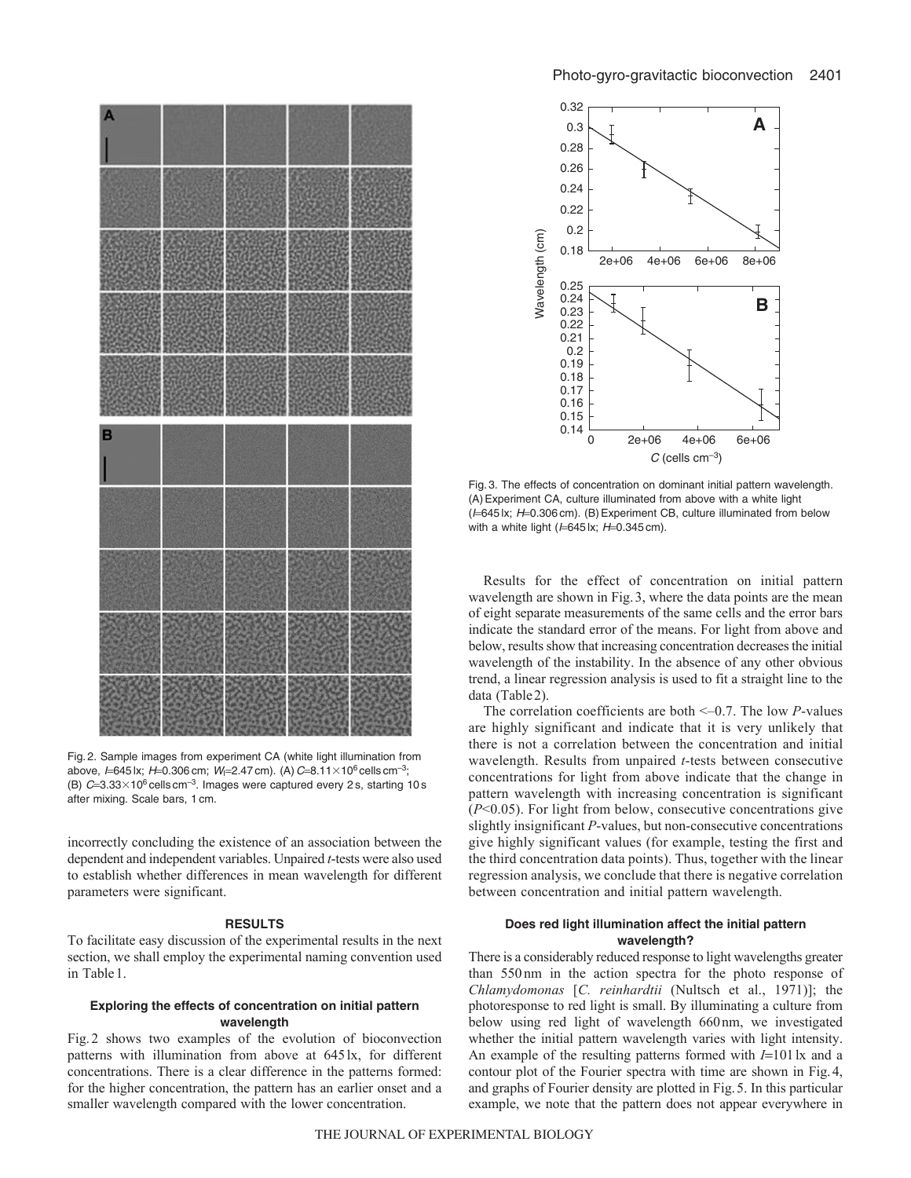Fig. 2. Sample images from experiment CA (white light illumination from above, $I$=645 lx; $H$=0.306 cm; $W_i$=2.47 cm). (A) $C$=8.11×10$^6$ cells cm$^{-3}$; (B) $C$=3.33×10$^6$ cells cm$^{-3}$. Images were captured every 2 s, starting 10 s after mixing. Scale bars, 1 cm.

incorrectly concluding the existence of an association between the dependent and independent variables. Unpaired *t*-tests were also used to establish whether differences in mean wavelength for different parameters were significant.

## RESULTS

To facilitate easy discussion of the experimental results in the next section, we shall employ the experimental naming convention used in Table 1.

### Exploring the effects of concentration on initial pattern wavelength

Fig. 2 shows two examples of the evolution of bioconvection patterns with illumination from above at 645 lx, for different concentrations. There is a clear difference in the patterns formed: for the higher concentration, the pattern has an earlier onset and a smaller wavelength compared with the lower concentration.

Fig. 3. The effects of concentration on dominant initial pattern wavelength. (A) Experiment CA, culture illuminated from above with a white light ($I$=645 lx; $H$=0.306 cm). (B) Experiment CB, culture illuminated from below with a white light ($I$=645 lx; $H$=0.345 cm).

Results for the effect of concentration on initial pattern wavelength are shown in Fig. 3, where the data points are the mean of eight separate measurements of the same cells and the error bars indicate the standard error of the means. For light from above and below, results show that increasing concentration decreases the initial wavelength of the instability. In the absence of any other obvious trend, a linear regression analysis is used to fit a straight line to the data (Table 2).

The correlation coefficients are both <–0.7. The low *P*-values are highly significant and indicate that it is very unlikely that there is not a correlation between the concentration and initial wavelength. Results from unpaired *t*-tests between consecutive concentrations for light from above indicate that the change in pattern wavelength with increasing concentration is significant ($P$<0.05). For light from below, consecutive concentrations give slightly insignificant *P*-values, but non-consecutive concentrations give highly significant values (for example, testing the first and the third concentration data points). Thus, together with the linear regression analysis, we conclude that there is negative correlation between concentration and initial pattern wavelength.

### Does red light illumination affect the initial pattern wavelength?

There is a considerably reduced response to light wavelengths greater than 550 nm in the action spectra for the photo response of *Chlamydomonas* [*C. reinhardtii* (Nultsch et al., 1971)]; the photoresponse to red light is small. By illuminating a culture from below using red light of wavelength 660 nm, we investigated whether the initial pattern wavelength varies with light intensity. An example of the resulting patterns formed with $I$=101 lx and a contour plot of the Fourier spectra with time are shown in Fig. 4, and graphs of Fourier density are plotted in Fig. 5. In this particular example, we note that the pattern does not appear everywhere in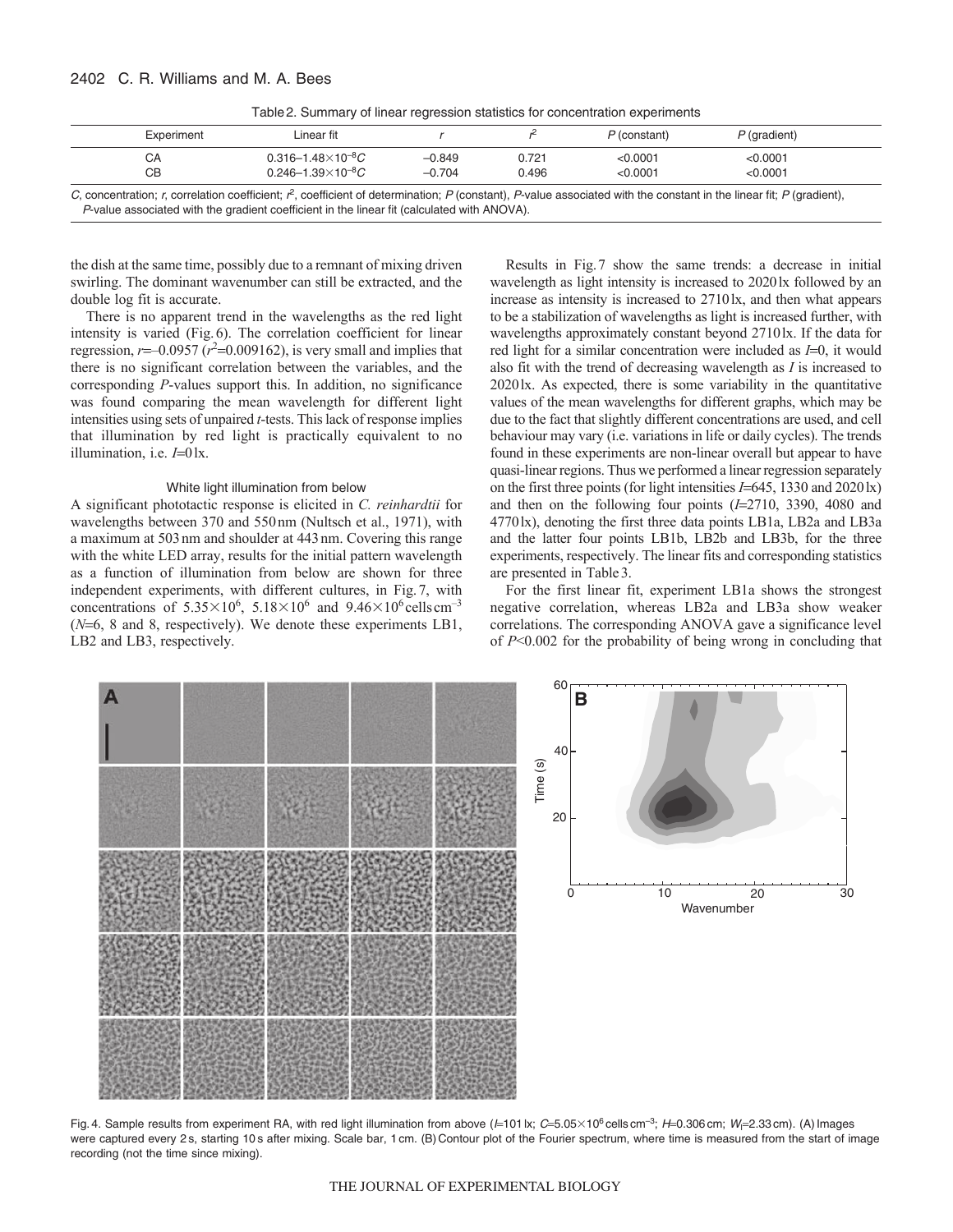Table 2. Summary of linear regression statistics for concentration experiments

| Experiment | Linear fit | $r$ | $r^2$ | $P$ (constant) | $P$ (gradient) |
|---|---|---|---|---|---|
| CA | $0.316–1.48\times10^{-8}C$ | –0.849 | 0.721 | <0.0001 | <0.0001 |
| CB | $0.246–1.39\times10^{-8}C$ | –0.704 | 0.496 | <0.0001 | <0.0001 |

$C$, concentration; $r$, correlation coefficient; $r^2$, coefficient of determination; $P$ (constant), $P$-value associated with the constant in the linear fit; $P$ (gradient), $P$-value associated with the gradient coefficient in the linear fit (calculated with ANOVA).

the dish at the same time, possibly due to a remnant of mixing driven swirling. The dominant wavenumber can still be extracted, and the double log fit is accurate.

There is no apparent trend in the wavelengths as the red light intensity is varied (Fig. 6). The correlation coefficient for linear regression, $r$=–0.0957 ($r^2$=0.009162), is very small and implies that there is no significant correlation between the variables, and the corresponding $P$-values support this. In addition, no significance was found comparing the mean wavelength for different light intensities using sets of unpaired $t$-tests. This lack of response implies that illumination by red light is practically equivalent to no illumination, i.e. $I$=0 lx.

### White light illumination from below

A significant phototactic response is elicited in *C. reinhardtii* for wavelengths between 370 and 550 nm (Nultsch et al., 1971), with a maximum at 503 nm and shoulder at 443 nm. Covering this range with the white LED array, results for the initial pattern wavelength as a function of illumination from below are shown for three independent experiments, with different cultures, in Fig. 7, with concentrations of $5.35\times10^6$, $5.18\times10^6$ and $9.46\times10^6$ cells cm$^{-3}$ ($N$=6, 8 and 8, respectively). We denote these experiments LB1, LB2 and LB3, respectively.

Results in Fig. 7 show the same trends: a decrease in initial wavelength as light intensity is increased to 2020 lx followed by an increase as intensity is increased to 2710 lx, and then what appears to be a stabilization of wavelengths as light is increased further, with wavelengths approximately constant beyond 2710 lx. If the data for red light for a similar concentration were included as $I$=0, it would also fit with the trend of decreasing wavelength as $I$ is increased to 2020 lx. As expected, there is some variability in the quantitative values of the mean wavelengths for different graphs, which may be due to the fact that slightly different concentrations are used, and cell behaviour may vary (i.e. variations in life or daily cycles). The trends found in these experiments are non-linear overall but appear to have quasi-linear regions. Thus we performed a linear regression separately on the first three points (for light intensities $I$=645, 1330 and 2020 lx) and then on the following four points ($I$=2710, 3390, 4080 and 4770 lx), denoting the first three data points LB1a, LB2a and LB3a and the latter four points LB1b, LB2b and LB3b, for the three experiments, respectively. The linear fits and corresponding statistics are presented in Table 3.

For the first linear fit, experiment LB1a shows the strongest negative correlation, whereas LB2a and LB3a show weaker correlations. The corresponding ANOVA gave a significance level of $P$<0.002 for the probability of being wrong in concluding that

Fig. 4. Sample results from experiment RA, with red light illumination from above ($I$=101 lx; $C$=5.05×10$^6$ cells cm$^{-3}$; $H$=0.306 cm; $W_l$=2.33 cm). (A) Images were captured every 2 s, starting 10 s after mixing. Scale bar, 1 cm. (B) Contour plot of the Fourier spectrum, where time is measured from the start of image recording (not the time since mixing).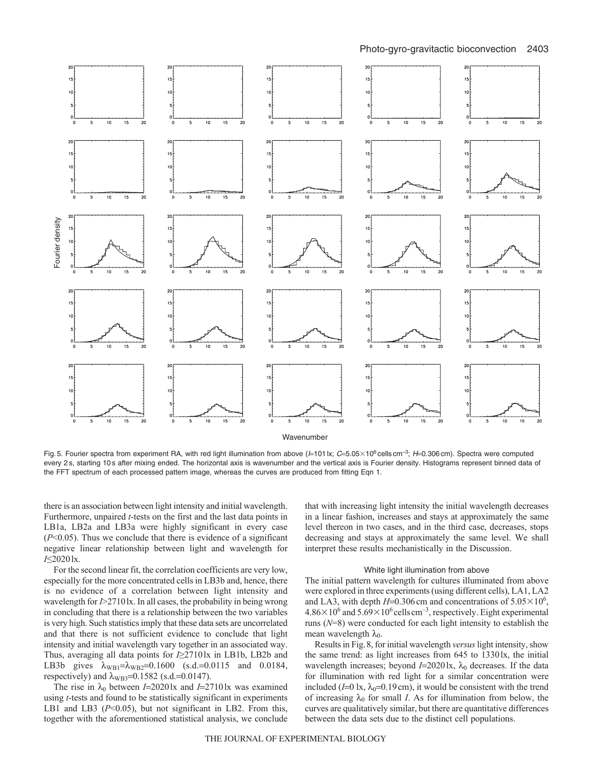Fig. 5. Fourier spectra from experiment RA, with red light illumination from above ($I$=101 lx; $C$=5.05×10$^6$ cells cm$^{-3}$; $H$=0.306 cm). Spectra were computed every 2 s, starting 10 s after mixing ended. The horizontal axis is wavenumber and the vertical axis is Fourier density. Histograms represent binned data of the FFT spectrum of each processed pattern image, whereas the curves are produced from fitting Eqn 1.

there is an association between light intensity and initial wavelength. Furthermore, unpaired $t$-tests on the first and the last data points in LB1a, LB2a and LB3a were highly significant in every case ($P$<0.05). Thus we conclude that there is evidence of a significant negative linear relationship between light and wavelength for $I$≤2020 lx.

For the second linear fit, the correlation coefficients are very low, especially for the more concentrated cells in LB3b and, hence, there is no evidence of a correlation between light intensity and wavelength for $I$>2710 lx. In all cases, the probability in being wrong in concluding that there is a relationship between the two variables is very high. Such statistics imply that these data sets are uncorrelated and that there is not sufficient evidence to conclude that light intensity and initial wavelength vary together in an associated way. Thus, averaging all data points for $I$≥2710 lx in LB1b, LB2b and LB3b gives $\lambda_{WB1}$=$\lambda_{WB2}$=0.1600 (s.d.=0.0115 and 0.0184, respectively) and $\lambda_{WB3}$=0.1582 (s.d.=0.0147).

The rise in $\lambda_0$ between $I$=2020 lx and $I$=2710 lx was examined using $t$-tests and found to be statistically significant in experiments LB1 and LB3 ($P$<0.05), but not significant in LB2. From this, together with the aforementioned statistical analysis, we conclude that with increasing light intensity the initial wavelength decreases in a linear fashion, increases and stays at approximately the same level thereon in two cases, and in the third case, decreases, stops decreasing and stays at approximately the same level. We shall interpret these results mechanistically in the Discussion.

### White light illumination from above

The initial pattern wavelength for cultures illuminated from above were explored in three experiments (using different cells), LA1, LA2 and LA3, with depth $H$=0.306 cm and concentrations of 5.05×10$^6$, 4.86×10$^6$ and 5.69×10$^6$ cells cm$^{-3}$, respectively. Eight experimental runs ($N$=8) were conducted for each light intensity to establish the mean wavelength $\lambda_0$.

Results in Fig. 8, for initial wavelength *versus* light intensity, show the same trend: as light increases from 645 to 1330 lx, the initial wavelength increases; beyond $I$=2020 lx, $\lambda_0$ decreases. If the data for illumination with red light for a similar concentration were included ($I$=0 lx, $\lambda_0$=0.19 cm), it would be consistent with the trend of increasing $\lambda_0$ for small $I$. As for illumination from below, the curves are qualitatively similar, but there are quantitative differences between the data sets due to the distinct cell populations.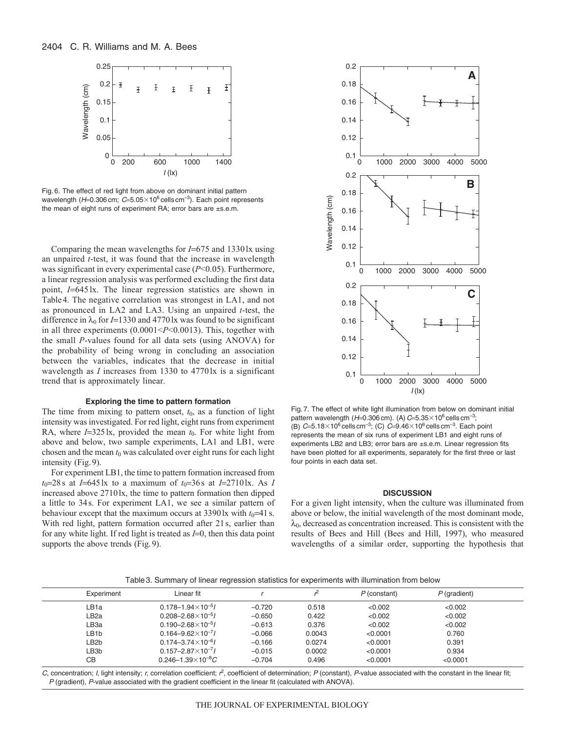Fig. 6. The effect of red light from above on dominant initial pattern wavelength ($H$=0.306 cm; $C$=5.05×10$^6$ cells cm$^{-3}$). Each point represents the mean of eight runs of experiment RA; error bars are ±s.e.m.

Comparing the mean wavelengths for $I$=675 and 1330 lx using an unpaired $t$-test, it was found that the increase in wavelength was significant in every experimental case ($P$<0.05). Furthermore, a linear regression analysis was performed excluding the first data point, $I$=645 lx. The linear regression statistics are shown in Table 4. The negative correlation was strongest in LA1, and not as pronounced in LA2 and LA3. Using an unpaired $t$-test, the difference in $\lambda_0$ for $I$=1330 and 4770 lx was found to be significant in all three experiments (0.0001<$P$<0.0013). This, together with the small $P$-values found for all data sets (using ANOVA) for the probability of being wrong in concluding an association between the variables, indicates that the decrease in initial wavelength as $I$ increases from 1330 to 4770 lx is a significant trend that is approximately linear.

### Exploring the time to pattern formation

The time from mixing to pattern onset, $t_0$, as a function of light intensity was investigated. For red light, eight runs from experiment RA, where $I$=325 lx, provided the mean $t_0$. For white light from above and below, two sample experiments, LA1 and LB1, were chosen and the mean $t_0$ was calculated over eight runs for each light intensity (Fig. 9).

For experiment LB1, the time to pattern formation increased from $t_0$=28 s at $I$=645 lx to a maximum of $t_0$=36 s at $I$=2710 lx. As $I$ increased above 2710 lx, the time to pattern formation then dipped a little to 34 s. For experiment LA1, we see a similar pattern of behaviour except that the maximum occurs at 3390 lx with $t_0$=41 s. With red light, pattern formation occurred after 21 s, earlier than for any white light. If red light is treated as $I$=0, then this data point supports the above trends (Fig. 9).

Fig. 7. The effect of white light illumination from below on dominant initial pattern wavelength ($H$=0.306 cm). (A) $C$=5.35×10$^6$ cells cm$^{-3}$; (B) $C$=5.18×10$^6$ cells cm$^{-3}$; (C) $C$=9.46×10$^6$ cells cm$^{-3}$. Each point represents the mean of six runs of experiment LB1 and eight runs of experiments LB2 and LB3; error bars are ±s.e.m. Linear regression fits have been plotted for all experiments, separately for the first three or last four points in each data set.

## DISCUSSION

For a given light intensity, when the culture was illuminated from above or below, the initial wavelength of the most dominant mode, $\lambda_0$, decreased as concentration increased. This is consistent with the results of Bees and Hill (Bees and Hill, 1997), who measured wavelengths of a similar order, supporting the hypothesis that

Table 3. Summary of linear regression statistics for experiments with illumination from below

| Experiment | Linear fit | $r$ | $r^2$ | $P$ (constant) | $P$ (gradient) |
|---|---|---|---|---|---|
| LB1a | $0.178-1.94\times10^{-5}I$ | −0.720 | 0.518 | <0.002 | <0.002 |
| LB2a | $0.208-2.68\times10^{-5}I$ | −0.650 | 0.422 | <0.002 | <0.002 |
| LB3a | $0.190-2.68\times10^{-5}I$ | −0.613 | 0.376 | <0.002 | <0.002 |
| LB1b | $0.164-9.62\times10^{-7}I$ | −0.066 | 0.0043 | <0.0001 | 0.760 |
| LB2b | $0.174-3.74\times10^{-6}I$ | −0.166 | 0.0274 | <0.0001 | 0.391 |
| LB3b | $0.157-2.87\times10^{-7}I$ | −0.015 | 0.0002 | <0.0001 | 0.934 |
| CB | $0.246-1.39\times10^{-8}C$ | −0.704 | 0.496 | <0.0001 | <0.0001 |

$C$, concentration; $I$, light intensity; $r$, correlation coefficient; $r^2$, coefficient of determination; $P$ (constant), $P$-value associated with the constant in the linear fit; $P$ (gradient), $P$-value associated with the gradient coefficient in the linear fit (calculated with ANOVA).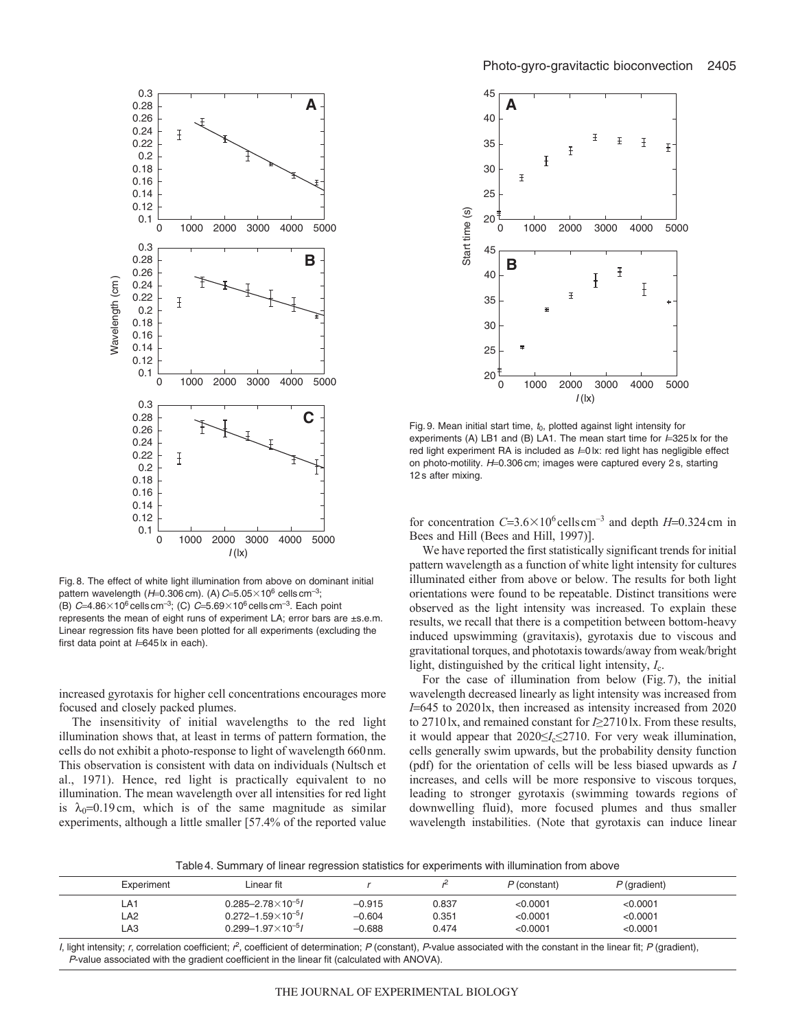Fig. 8. The effect of white light illumination from above on dominant initial pattern wavelength ($H$=0.306 cm). (A) $C$=5.05×10$^6$ cells cm$^{-3}$; (B) $C$=4.86×10$^6$ cells cm$^{-3}$; (C) $C$=5.69×10$^6$ cells cm$^{-3}$. Each point represents the mean of eight runs of experiment LA; error bars are ±s.e.m. Linear regression fits have been plotted for all experiments (excluding the first data point at $I$=645 lx in each).

Fig. 9. Mean initial start time, $t_0$, plotted against light intensity for experiments (A) LB1 and (B) LA1. The mean start time for $I$=325 lx for the red light experiment RA is included as $I$=0 lx: red light has negligible effect on photo-motility. $H$=0.306 cm; images were captured every 2 s, starting 12 s after mixing.

increased gyrotaxis for higher cell concentrations encourages more focused and closely packed plumes.

The insensitivity of initial wavelengths to the red light illumination shows that, at least in terms of pattern formation, the cells do not exhibit a photo-response to light of wavelength 660 nm. This observation is consistent with data on individuals (Nultsch et al., 1971). Hence, red light is practically equivalent to no illumination. The mean wavelength over all intensities for red light is $\lambda_0$=0.19 cm, which is of the same magnitude as similar experiments, although a little smaller [57.4% of the reported value for concentration $C$=3.6×10$^6$ cells cm$^{-3}$ and depth $H$=0.324 cm in Bees and Hill (Bees and Hill, 1997)].

We have reported the first statistically significant trends for initial pattern wavelength as a function of white light intensity for cultures illuminated either from above or below. The results for both light orientations were found to be repeatable. Distinct transitions were observed as the light intensity was increased. To explain these results, we recall that there is a competition between bottom-heavy induced upswimming (gravitaxis), gyrotaxis due to viscous and gravitational torques, and phototaxis towards/away from weak/bright light, distinguished by the critical light intensity, $I_c$.

For the case of illumination from below (Fig. 7), the initial wavelength decreased linearly as light intensity was increased from $I$=645 to 2020 lx, then increased as intensity increased from 2020 to 2710 lx, and remained constant for $I$≥2710 lx. From these results, it would appear that 2020≤$I_c$≤2710. For very weak illumination, cells generally swim upwards, but the probability density function (pdf) for the orientation of cells will be less biased upwards as $I$ increases, and cells will be more responsive to viscous torques, leading to stronger gyrotaxis (swimming towards regions of downwelling fluid), more focused plumes and thus smaller wavelength instabilities. (Note that gyrotaxis can induce linear

Table 4. Summary of linear regression statistics for experiments with illumination from above

| Experiment | Linear fit | $r$ | $r^2$ | $P$ (constant) | $P$ (gradient) |
|---|---|---|---|---|---|
| LA1 | $0.285–2.78×10^{-5}I$ | –0.915 | 0.837 | <0.0001 | <0.0001 |
| LA2 | $0.272–1.59×10^{-5}I$ | –0.604 | 0.351 | <0.0001 | <0.0001 |
| LA3 | $0.299–1.97×10^{-5}I$ | –0.688 | 0.474 | <0.0001 | <0.0001 |

$I$, light intensity; $r$, correlation coefficient; $r^2$, coefficient of determination; $P$ (constant), $P$-value associated with the constant in the linear fit; $P$ (gradient), $P$-value associated with the gradient coefficient in the linear fit (calculated with ANOVA).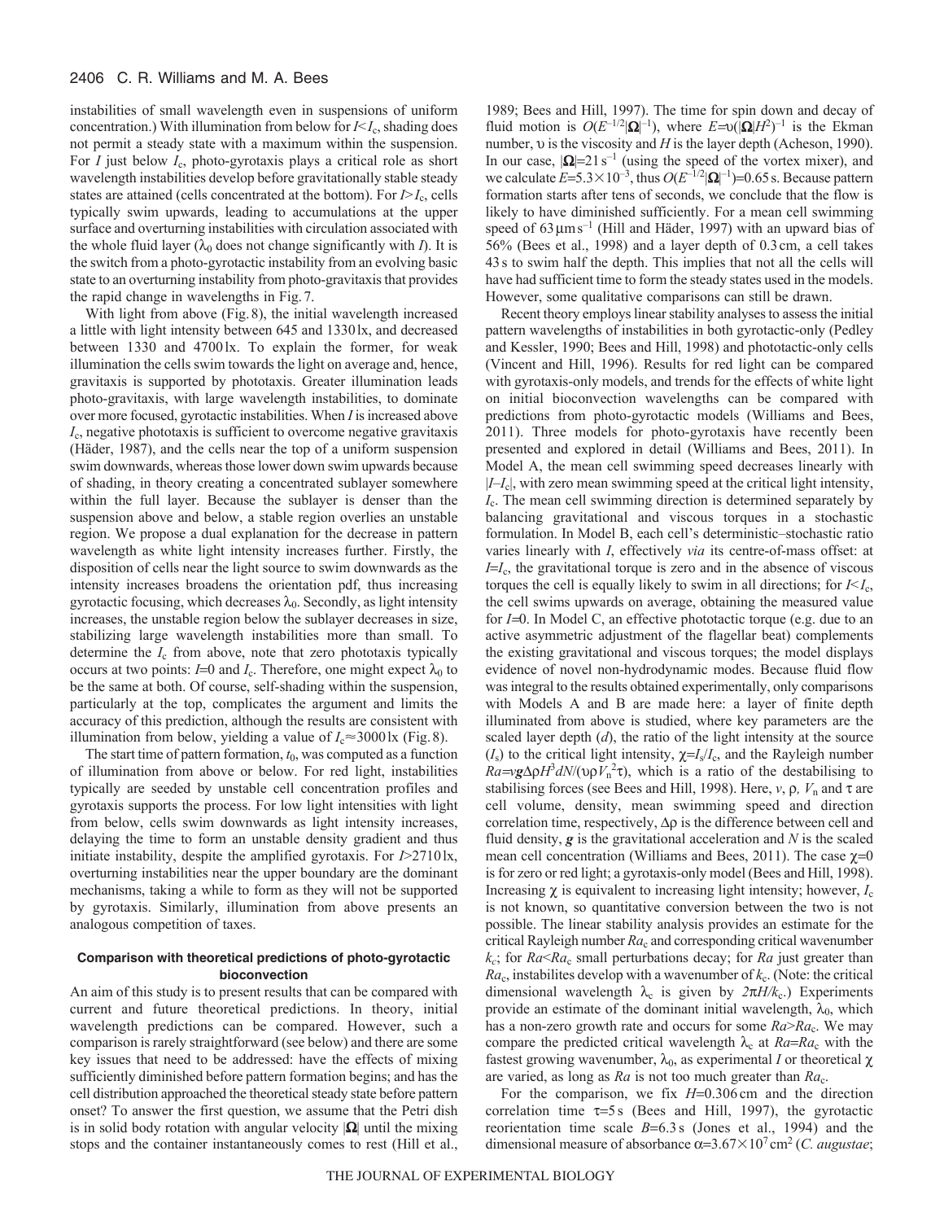instabilities of small wavelength even in suspensions of uniform concentration.) With illumination from below for $I<I_c$, shading does not permit a steady state with a maximum within the suspension. For $I$ just below $I_c$, photo-gyrotaxis plays a critical role as short wavelength instabilities develop before gravitationally stable steady states are attained (cells concentrated at the bottom). For $I>I_c$, cells typically swim upwards, leading to accumulations at the upper surface and overturning instabilities with circulation associated with the whole fluid layer ($\lambda_0$ does not change significantly with $I$). It is the switch from a photo-gyrotactic instability from an evolving basic state to an overturning instability from photo-gravitaxis that provides the rapid change in wavelengths in Fig. 7.

With light from above (Fig. 8), the initial wavelength increased a little with light intensity between 645 and 1330 lx, and decreased between 1330 and 4700 lx. To explain the former, for weak illumination the cells swim towards the light on average and, hence, gravitaxis is supported by phototaxis. Greater illumination leads photo-gravitaxis, with large wavelength instabilities, to dominate over more focused, gyrotactic instabilities. When $I$ is increased above $I_c$, negative phototaxis is sufficient to overcome negative gravitaxis (Häder, 1987), and the cells near the top of a uniform suspension swim downwards, whereas those lower down swim upwards because of shading, in theory creating a concentrated sublayer somewhere within the full layer. Because the sublayer is denser than the suspension above and below, a stable region overlies an unstable region. We propose a dual explanation for the decrease in pattern wavelength as white light intensity increases further. Firstly, the disposition of cells near the light source to swim downwards as the intensity increases broadens the orientation pdf, thus increasing gyrotactic focusing, which decreases $\lambda_0$. Secondly, as light intensity increases, the unstable region below the sublayer decreases in size, stabilizing large wavelength instabilities more than small. To determine the $I_c$ from above, note that zero phototaxis typically occurs at two points: $I=0$ and $I_c$. Therefore, one might expect $\lambda_0$ to be the same at both. Of course, self-shading within the suspension, particularly at the top, complicates the argument and limits the accuracy of this prediction, although the results are consistent with illumination from below, yielding a value of $I_c\approx3000$ lx (Fig. 8).

The start time of pattern formation, $t_0$, was computed as a function of illumination from above or below. For red light, instabilities typically are seeded by unstable cell concentration profiles and gyrotaxis supports the process. For low light intensities with light from below, cells swim downwards as light intensity increases, delaying the time to form an unstable density gradient and thus initiate instability, despite the amplified gyrotaxis. For $I>2710$ lx, overturning instabilities near the upper boundary are the dominant mechanisms, taking a while to form as they will not be supported by gyrotaxis. Similarly, illumination from above presents an analogous competition of taxes.

### Comparison with theoretical predictions of photo-gyrotactic bioconvection

An aim of this study is to present results that can be compared with current and future theoretical predictions. In theory, initial wavelength predictions can be compared. However, such a comparison is rarely straightforward (see below) and there are some key issues that need to be addressed: have the effects of mixing sufficiently diminished before pattern formation begins; and has the cell distribution approached the theoretical steady state before pattern onset? To answer the first question, we assume that the Petri dish is in solid body rotation with angular velocity $|\boldsymbol{\Omega}|$ until the mixing stops and the container instantaneously comes to rest (Hill et al., 1989; Bees and Hill, 1997). The time for spin down and decay of fluid motion is $O(E^{-1/2}|\boldsymbol{\Omega}|^{-1})$, where $E=\upsilon(|\boldsymbol{\Omega}|H^2)^{-1}$ is the Ekman number, $\upsilon$ is the viscosity and $H$ is the layer depth (Acheson, 1990). In our case, $|\boldsymbol{\Omega}|=21\,\mathrm{s}^{-1}$ (using the speed of the vortex mixer), and we calculate $E=5.3\times10^{-3}$, thus $O(E^{-1/2}|\boldsymbol{\Omega}|^{-1})=0.65$ s. Because pattern formation starts after tens of seconds, we conclude that the flow is likely to have diminished sufficiently. For a mean cell swimming speed of $63\,\mu\mathrm{m\,s}^{-1}$ (Hill and Häder, 1997) with an upward bias of 56% (Bees et al., 1998) and a layer depth of 0.3 cm, a cell takes 43 s to swim half the depth. This implies that not all the cells will have had sufficient time to form the steady states used in the models. However, some qualitative comparisons can still be drawn.

Recent theory employs linear stability analyses to assess the initial pattern wavelengths of instabilities in both gyrotactic-only (Pedley and Kessler, 1990; Bees and Hill, 1998) and phototactic-only cells (Vincent and Hill, 1996). Results for red light can be compared with gyrotaxis-only models, and trends for the effects of white light on initial bioconvection wavelengths can be compared with predictions from photo-gyrotactic models (Williams and Bees, 2011). Three models for photo-gyrotaxis have recently been presented and explored in detail (Williams and Bees, 2011). In Model A, the mean cell swimming speed decreases linearly with $|I-I_c|$, with zero mean swimming speed at the critical light intensity, $I_c$. The mean cell swimming direction is determined separately by balancing gravitational and viscous torques in a stochastic formulation. In Model B, each cell's deterministic–stochastic ratio varies linearly with $I$, effectively *via* its centre-of-mass offset: at $I=I_c$, the gravitational torque is zero and in the absence of viscous torques the cell is equally likely to swim in all directions; for $I<I_c$, the cell swims upwards on average, obtaining the measured value for $I=0$. In Model C, an effective phototactic torque (e.g. due to an active asymmetric adjustment of the flagellar beat) complements the existing gravitational and viscous torques; the model displays evidence of novel non-hydrodynamic modes. Because fluid flow was integral to the results obtained experimentally, only comparisons with Models A and B are made here: a layer of finite depth illuminated from above is studied, where key parameters are the scaled layer depth ($d$), the ratio of the light intensity at the source ($I_s$) to the critical light intensity, $\chi=I_s/I_c$, and the Rayleigh number $Ra=v\boldsymbol{g}\Delta\rho H^3dN/(\upsilon\rho V_n^2\tau)$, which is a ratio of the destabilising to stabilising forces (see Bees and Hill, 1998). Here, $v$, $\rho$, $V_n$ and $\tau$ are cell volume, density, mean swimming speed and direction correlation time, respectively, $\Delta\rho$ is the difference between cell and fluid density, $\boldsymbol{g}$ is the gravitational acceleration and $N$ is the scaled mean cell concentration (Williams and Bees, 2011). The case $\chi=0$ is for zero or red light; a gyrotaxis-only model (Bees and Hill, 1998). Increasing $\chi$ is equivalent to increasing light intensity; however, $I_c$ is not known, so quantitative conversion between the two is not possible. The linear stability analysis provides an estimate for the critical Rayleigh number $Ra_c$ and corresponding critical wavenumber $k_c$; for $Ra<Ra_c$ small perturbations decay; for $Ra$ just greater than $Ra_c$, instabilites develop with a wavenumber of $k_c$. (Note: the critical dimensional wavelength $\lambda_c$ is given by $2\pi H/k_c$.) Experiments provide an estimate of the dominant initial wavelength, $\lambda_0$, which has a non-zero growth rate and occurs for some $Ra>Ra_c$. We may compare the predicted critical wavelength $\lambda_c$ at $Ra=Ra_c$ with the fastest growing wavenumber, $\lambda_0$, as experimental $I$ or theoretical $\chi$ are varied, as long as $Ra$ is not too much greater than $Ra_c$.

For the comparison, we fix $H=0.306$ cm and the direction correlation time $\tau=5$ s (Bees and Hill, 1997), the gyrotactic reorientation time scale $B=6.3$ s (Jones et al., 1994) and the dimensional measure of absorbance $\alpha=3.67\times10^7\,\mathrm{cm}^2$ (*C. augustae*;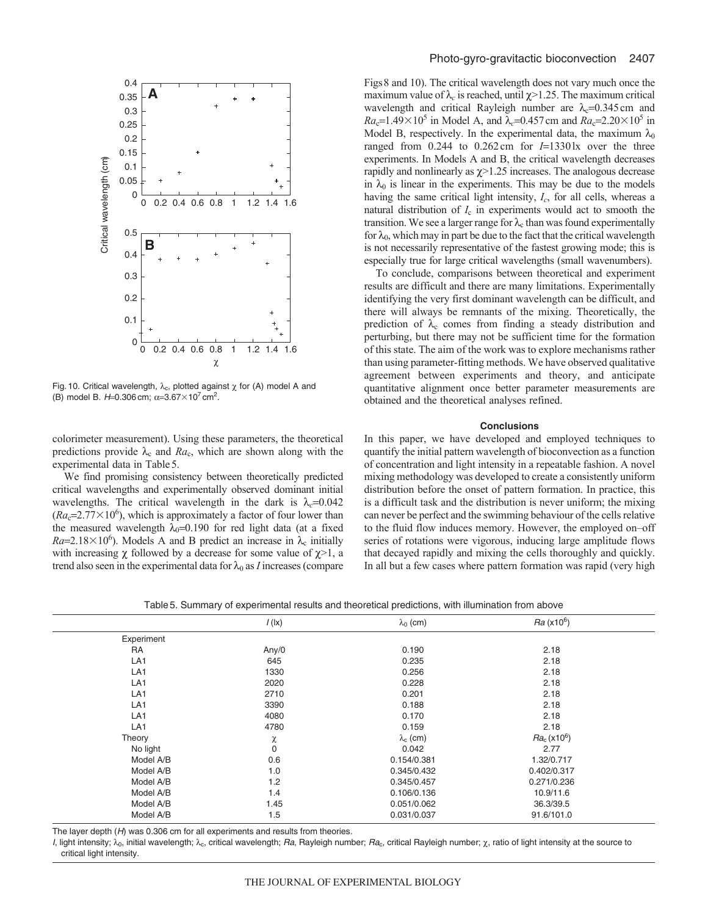Fig. 10. Critical wavelength, $\lambda_c$, plotted against $\chi$ for (A) model A and (B) model B. $H$=0.306 cm; $\alpha$=3.67×10[7] cm[2].

colorimeter measurement). Using these parameters, the theoretical predictions provide $\lambda_c$ and $Ra_c$, which are shown along with the experimental data in Table 5.

We find promising consistency between theoretically predicted critical wavelengths and experimentally observed dominant initial wavelengths. The critical wavelength in the dark is $\lambda_c$=0.042 ($Ra_c$=2.77×10$^6$), which is approximately a factor of four lower than the measured wavelength $\lambda_0$=0.190 for red light data (at a fixed $Ra$=2.18×10$^6$). Models A and B predict an increase in $\lambda_c$ initially with increasing $\chi$ followed by a decrease for some value of $\chi$>1, a trend also seen in the experimental data for $\lambda_0$ as $I$ increases (compare Figs 8 and 10). The critical wavelength does not vary much once the maximum value of $\lambda_c$ is reached, until $\chi$>1.25. The maximum critical wavelength and critical Rayleigh number are $\lambda_c$=0.345 cm and $Ra_c$=1.49×10$^5$ in Model A, and $\lambda_c$=0.457 cm and $Ra_c$=2.20×10$^5$ in Model B, respectively. In the experimental data, the maximum $\lambda_0$ ranged from 0.244 to 0.262 cm for $I$=1330 lx over the three experiments. In Models A and B, the critical wavelength decreases rapidly and nonlinearly as $\chi$>1.25 increases. The analogous decrease in $\lambda_0$ is linear in the experiments. This may be due to the models having the same critical light intensity, $I_c$, for all cells, whereas a natural distribution of $I_c$ in experiments would act to smooth the transition. We see a larger range for $\lambda_c$ than was found experimentally for $\lambda_0$, which may in part be due to the fact that the critical wavelength is not necessarily representative of the fastest growing mode; this is especially true for large critical wavelengths (small wavenumbers).

To conclude, comparisons between theoretical and experiment results are difficult and there are many limitations. Experimentally identifying the very first dominant wavelength can be difficult, and there will always be remnants of the mixing. Theoretically, the prediction of $\lambda_c$ comes from finding a steady distribution and perturbing, but there may not be sufficient time for the formation of this state. The aim of the work was to explore mechanisms rather than using parameter-fitting methods. We have observed qualitative agreement between experiments and theory, and anticipate quantitative alignment once better parameter measurements are obtained and the theoretical analyses refined.

## Conclusions

In this paper, we have developed and employed techniques to quantify the initial pattern wavelength of bioconvection as a function of concentration and light intensity in a repeatable fashion. A novel mixing methodology was developed to create a consistently uniform distribution before the onset of pattern formation. In practice, this is a difficult task and the distribution is never uniform; the mixing can never be perfect and the swimming behaviour of the cells relative to the fluid flow induces memory. However, the employed on–off series of rotations were vigorous, inducing large amplitude flows that decayed rapidly and mixing the cells thoroughly and quickly. In all but a few cases where pattern formation was rapid (very high

Table 5. Summary of experimental results and theoretical predictions, with illumination from above

| | $I$ (lx) | $\lambda_0$ (cm) | $Ra$ (x10$^6$) |
|---|---|---|---|
| Experiment | | | |
| RA | Any/0 | 0.190 | 2.18 |
| LA1 | 645 | 0.235 | 2.18 |
| LA1 | 1330 | 0.256 | 2.18 |
| LA1 | 2020 | 0.228 | 2.18 |
| LA1 | 2710 | 0.201 | 2.18 |
| LA1 | 3390 | 0.188 | 2.18 |
| LA1 | 4080 | 0.170 | 2.18 |
| LA1 | 4780 | 0.159 | 2.18 |
| Theory | $\chi$ | $\lambda_c$ (cm) | $Ra_c$ (x10$^6$) |
| No light | 0 | 0.042 | 2.77 |
| Model A/B | 0.6 | 0.154/0.381 | 1.32/0.717 |
| Model A/B | 1.0 | 0.345/0.432 | 0.402/0.317 |
| Model A/B | 1.2 | 0.345/0.457 | 0.271/0.236 |
| Model A/B | 1.4 | 0.106/0.136 | 10.9/11.6 |
| Model A/B | 1.45 | 0.051/0.062 | 36.3/39.5 |
| Model A/B | 1.5 | 0.031/0.037 | 91.6/101.0 |

The layer depth ($H$) was 0.306 cm for all experiments and results from theories.

$I$, light intensity; $\lambda_0$, initial wavelength; $\lambda_c$, critical wavelength; $Ra$, Rayleigh number; $Ra_c$, critical Rayleigh number; $\chi$, ratio of light intensity at the source to critical light intensity.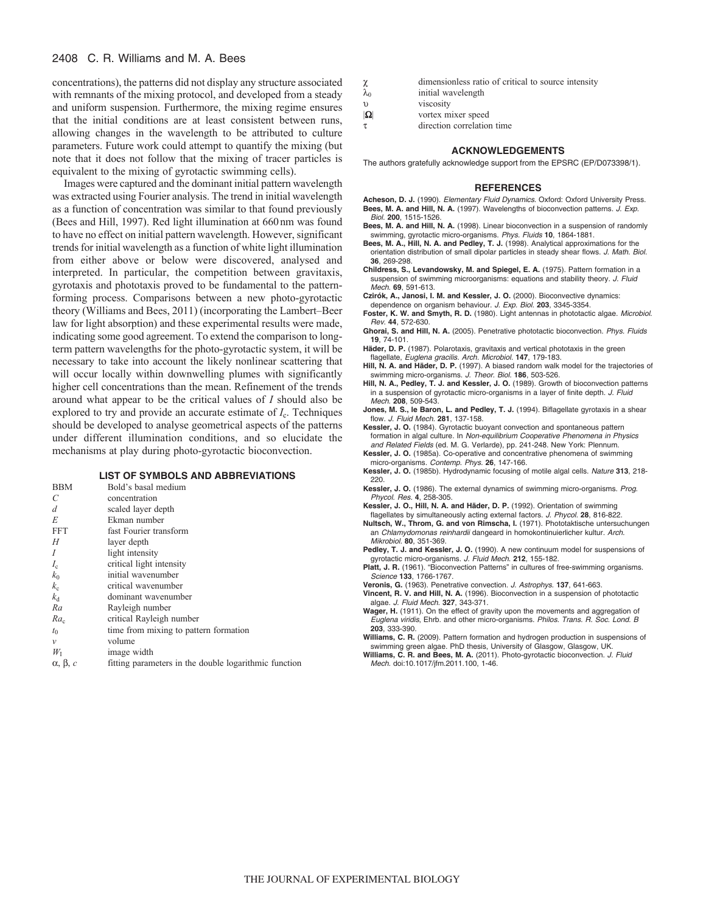concentrations), the patterns did not display any structure associated with remnants of the mixing protocol, and developed from a steady and uniform suspension. Furthermore, the mixing regime ensures that the initial conditions are at least consistent between runs, allowing changes in the wavelength to be attributed to culture parameters. Future work could attempt to quantify the mixing (but note that it does not follow that the mixing of tracer particles is equivalent to the mixing of gyrotactic swimming cells).

Images were captured and the dominant initial pattern wavelength was extracted using Fourier analysis. The trend in initial wavelength as a function of concentration was similar to that found previously (Bees and Hill, 1997). Red light illumination at 660 nm was found to have no effect on initial pattern wavelength. However, significant trends for initial wavelength as a function of white light illumination from either above or below were discovered, analysed and interpreted. In particular, the competition between gravitaxis, gyrotaxis and phototaxis proved to be fundamental to the pattern-forming process. Comparisons between a new photo-gyrotactic theory (Williams and Bees, 2011) (incorporating the Lambert–Beer law for light absorption) and these experimental results were made, indicating some good agreement. To extend the comparison to long-term pattern wavelengths for the photo-gyrotactic system, it will be necessary to take into account the likely nonlinear scattering that will occur locally within downwelling plumes with significantly higher cell concentrations than the mean. Refinement of the trends around what appear to be the critical values of $I$ should also be explored to try and provide an accurate estimate of $I_c$. Techniques should be developed to analyse geometrical aspects of the patterns under different illumination conditions, and so elucidate the mechanisms at play during photo-gyrotactic bioconvection.

## LIST OF SYMBOLS AND ABBREVIATIONS

| | |
|---|---|
| BBM | Bold's basal medium |
| $C$ | concentration |
| $d$ | scaled layer depth |
| $E$ | Ekman number |
| FFT | fast Fourier transform |
| $H$ | layer depth |
| $I$ | light intensity |
| $I_c$ | critical light intensity |
| $k_0$ | initial wavenumber |
| $k_c$ | critical wavenumber |
| $k_d$ | dominant wavenumber |
| $Ra$ | Rayleigh number |
| $Ra_c$ | critical Rayleigh number |
| $t_0$ | time from mixing to pattern formation |
| $v$ | volume |
| $W_I$ | image width |
| $\alpha$, $\beta$, $c$ | fitting parameters in the double logarithmic function |
| $\chi$ | dimensionless ratio of critical to source intensity |
| $\lambda_0$ | initial wavelength |
| $\upsilon$ | viscosity |
| $\|\boldsymbol{\Omega}\|$ | vortex mixer speed |
| $\tau$ | direction correlation time |

## ACKNOWLEDGEMENTS

The authors gratefully acknowledge support from the EPSRC (EP/D073398/1).

## REFERENCES

**Acheson, D. J.** (1990). *Elementary Fluid Dynamics*. Oxford: Oxford University Press.

**Bees, M. A. and Hill, N. A.** (1997). Wavelengths of bioconvection patterns. *J. Exp. Biol.* **200**, 1515-1526.

**Bees, M. A. and Hill, N. A.** (1998). Linear bioconvection in a suspension of randomly swimming, gyrotactic micro-organisms. *Phys. Fluids* **10**, 1864-1881.

**Bees, M. A., Hill, N. A. and Pedley, T. J.** (1998). Analytical approximations for the orientation distribution of small dipolar particles in steady shear flows. *J. Math. Biol.* **36**, 269-298.

**Childress, S., Levandowsky, M. and Spiegel, E. A.** (1975). Pattern formation in a suspension of swimming microorganisms: equations and stability theory. *J. Fluid Mech.* **69**, 591-613.

**Czirók, A., Janosi, I. M. and Kessler, J. O.** (2000). Bioconvective dynamics: dependence on organism behaviour. *J. Exp. Biol.* **203**, 3345-3354.

**Foster, K. W. and Smyth, R. D.** (1980). Light antennas in phototactic algae. *Microbiol. Rev.* **44**, 572-630.

**Ghorai, S. and Hill, N. A.** (2005). Penetrative phototactic bioconvection. *Phys. Fluids* **19**, 74-101.

**Häder, D. P.** (1987). Polarotaxis, gravitaxis and vertical phototaxis in the green flagellate, *Euglena gracilis*. *Arch. Microbiol.* **147**, 179-183.

**Hill, N. A. and Häder, D. P.** (1997). A biased random walk model for the trajectories of swimming micro-organisms. *J. Theor. Biol.* **186**, 503-526.

**Hill, N. A., Pedley, T. J. and Kessler, J. O.** (1989). Growth of bioconvection patterns in a suspension of gyrotactic micro-organisms in a layer of finite depth. *J. Fluid Mech.* **208**, 509-543.

**Jones, M. S., le Baron, L. and Pedley, T. J.** (1994). Biflagellate gyrotaxis in a shear flow. *J. Fluid Mech.* **281**, 137-158.

**Kessler, J. O.** (1984). Gyrotactic buoyant convection and spontaneous pattern formation in algal culture. In *Non-equilibrium Cooperative Phenomena in Physics and Related Fields* (ed. M. G. Verlarde), pp. 241-248. New York: Plennum.

**Kessler, J. O.** (1985a). Co-operative and concentrative phenomena of swimming micro-organisms. *Contemp. Phys.* **26**, 147-166.

**Kessler, J. O.** (1985b). Hydrodynamic focusing of motile algal cells. *Nature* **313**, 218-220.

**Kessler, J. O.** (1986). The external dynamics of swimming micro-organisms. *Prog. Phycol. Res.* **4**, 258-305.

**Kessler, J. O., Hill, N. A. and Häder, D. P.** (1992). Orientation of swimming flagellates by simultaneously acting external factors. *J. Phycol.* **28**, 816-822.

**Nultsch, W., Throm, G. and von Rimscha, I.** (1971). Phototaktische untersuchungen an *Chlamydomonas reinhardii* dangeard in homokontinuierlicher kultur. *Arch. Mikrobiol.* **80**, 351-369.

**Pedley, T. J. and Kessler, J. O.** (1990). A new continuum model for suspensions of gyrotactic micro-organisms. *J. Fluid Mech.* **212**, 155-182.

**Platt, J. R.** (1961). "Bioconvection Patterns" in cultures of free-swimming organisms. *Science* **133**, 1766-1767.

**Veronis, G.** (1963). Penetrative convection. *J. Astrophys.* **137**, 641-663.

**Vincent, R. V. and Hill, N. A.** (1996). Bioconvection in a suspension of phototactic algae. *J. Fluid Mech.* **327**, 343-371.

**Wager, H.** (1911). On the effect of gravity upon the movements and aggregation of *Euglena viridis*, Ehrb. and other micro-organisms. *Philos. Trans. R. Soc. Lond. B* **203**, 333-390.

**Williams, C. R.** (2009). Pattern formation and hydrogen production in suspensions of swimming green algae. PhD thesis, University of Glasgow, Glasgow, UK.

**Williams, C. R. and Bees, M. A.** (2011). Photo-gyrotactic bioconvection. *J. Fluid Mech.* doi:10.1017/jfm.2011.100, 1-46.